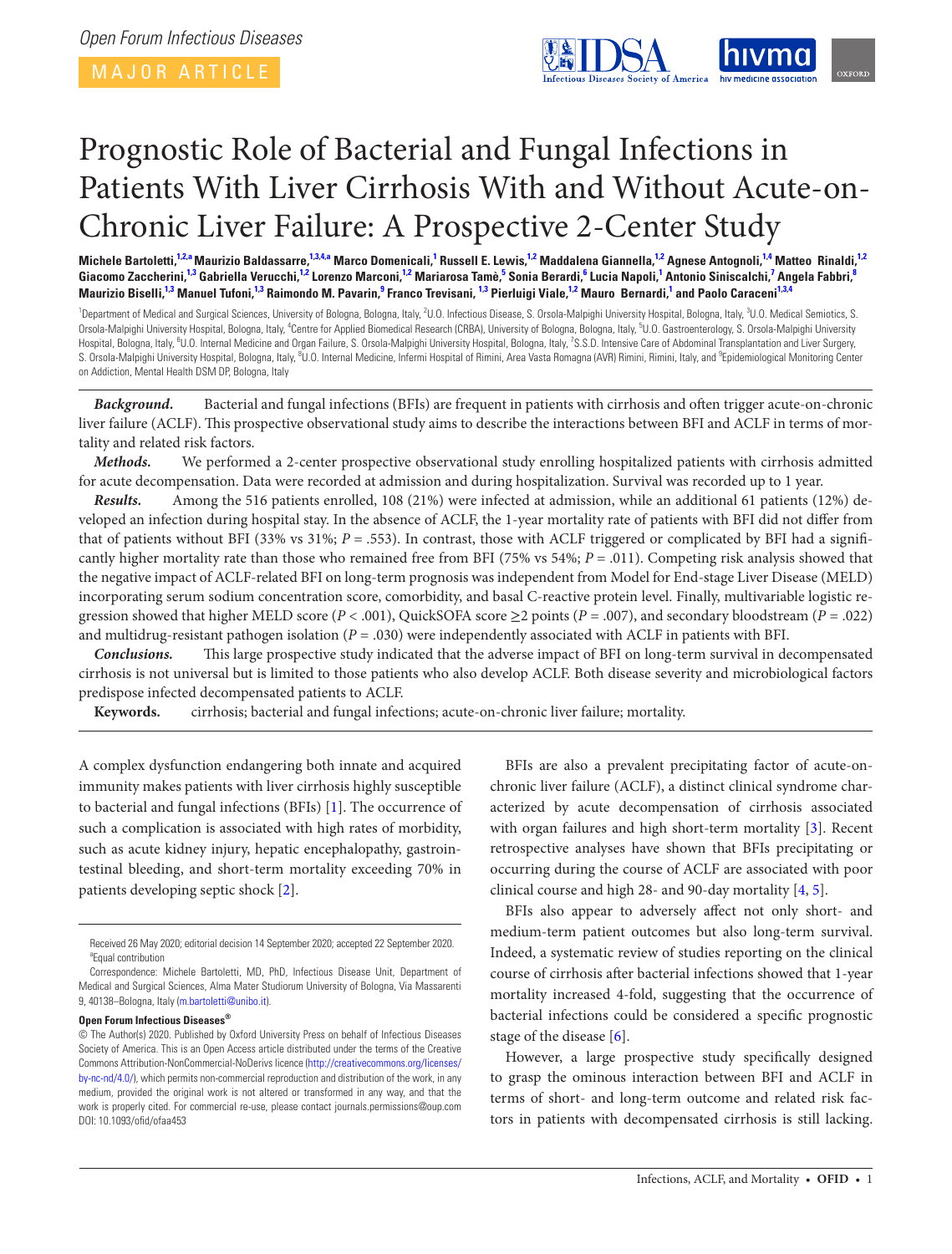Open Forum Infectious Diseases

MAJOR ARTICLE

# Prognostic Role of Bacterial and Fungal Infections in Patients With Liver Cirrhosis With and Without Acute-on-Chronic Liver Failure: A Prospective 2-Center Study

**Michele Bartoletti,[1,2,a] Maurizio Baldassarre,[1,3,4,a] Marco Domenicali,[1] Russell E. Lewis,[1,2] Maddalena Giannella,[1,2] Agnese Antognoli,[1,4] Matteo Rinaldi,[1,2] Giacomo Zaccherini,[1,3] Gabriella Verucchi,[1,2] Lorenzo Marconi,[1,2] Mariarosa Tamè,[5] Sonia Berardi,[6] Lucia Napoli,[1] Antonio Siniscalchi,[7] Angela Fabbri,[8] Maurizio Biselli,[1,3] Manuel Tufoni,[1,3] Raimondo M. Pavarin,[9] Franco Trevisani,[1,3] Pierluigi Viale,[1,2] Mauro Bernardi,[1] and Paolo Caraceni[1,3,4]**

[1]Department of Medical and Surgical Sciences, University of Bologna, Bologna, Italy, [2]U.O. Infectious Disease, S. Orsola-Malpighi University Hospital, Bologna, Italy, [3]U.O. Medical Semiotics, S. Orsola-Malpighi University Hospital, Bologna, Italy, [4]Centre for Applied Biomedical Research (CRBA), University of Bologna, Bologna, Italy, [5]U.O. Gastroenterology, S. Orsola-Malpighi University Hospital, Bologna, Italy, [6]U.O. Internal Medicine and Organ Failure, S. Orsola-Malpighi University Hospital, Bologna, Italy, [7]S.S.D. Intensive Care of Abdominal Transplantation and Liver Surgery, S. Orsola-Malpighi University Hospital, Bologna, Italy, [8]U.O. Internal Medicine, Infermi Hospital of Rimini, Area Vasta Romagna (AVR) Rimini, Rimini, Italy, and [9]Epidemiological Monitoring Center on Addiction, Mental Health DSM DP, Bologna, Italy

***Background.*** Bacterial and fungal infections (BFIs) are frequent in patients with cirrhosis and often trigger acute-on-chronic liver failure (ACLF). This prospective observational study aims to describe the interactions between BFI and ACLF in terms of mortality and related risk factors.

***Methods.*** We performed a 2-center prospective observational study enrolling hospitalized patients with cirrhosis admitted for acute decompensation. Data were recorded at admission and during hospitalization. Survival was recorded up to 1 year.

***Results.*** Among the 516 patients enrolled, 108 (21%) were infected at admission, while an additional 61 patients (12%) developed an infection during hospital stay. In the absence of ACLF, the 1-year mortality rate of patients with BFI did not differ from that of patients without BFI (33% vs 31%; $P = .553$). In contrast, those with ACLF triggered or complicated by BFI had a significantly higher mortality rate than those who remained free from BFI (75% vs 54%; $P = .011$). Competing risk analysis showed that the negative impact of ACLF-related BFI on long-term prognosis was independent from Model for End-stage Liver Disease (MELD) incorporating serum sodium concentration score, comorbidity, and basal C-reactive protein level. Finally, multivariable logistic regression showed that higher MELD score ($P < .001$), QuickSOFA score ≥2 points ($P = .007$), and secondary bloodstream ($P = .022$) and multidrug-resistant pathogen isolation ($P = .030$) were independently associated with ACLF in patients with BFI.

***Conclusions.*** This large prospective study indicated that the adverse impact of BFI on long-term survival in decompensated cirrhosis is not universal but is limited to those patients who also develop ACLF. Both disease severity and microbiological factors predispose infected decompensated patients to ACLF.

**Keywords.** cirrhosis; bacterial and fungal infections; acute-on-chronic liver failure; mortality.

A complex dysfunction endangering both innate and acquired immunity makes patients with liver cirrhosis highly susceptible to bacterial and fungal infections (BFIs) [1]. The occurrence of such a complication is associated with high rates of morbidity, such as acute kidney injury, hepatic encephalopathy, gastrointestinal bleeding, and short-term mortality exceeding 70% in patients developing septic shock [2].

BFIs are also a prevalent precipitating factor of acute-on-chronic liver failure (ACLF), a distinct clinical syndrome characterized by acute decompensation of cirrhosis associated with organ failures and high short-term mortality [3]. Recent retrospective analyses have shown that BFIs precipitating or occurring during the course of ACLF are associated with poor clinical course and high 28- and 90-day mortality [4, 5].

BFIs also appear to adversely affect not only short- and medium-term patient outcomes but also long-term survival. Indeed, a systematic review of studies reporting on the clinical course of cirrhosis after bacterial infections showed that 1-year mortality increased 4-fold, suggesting that the occurrence of bacterial infections could be considered a specific prognostic stage of the disease [6].

However, a large prospective study specifically designed to grasp the ominous interaction between BFI and ACLF in terms of short- and long-term outcome and related risk factors in patients with decompensated cirrhosis is still lacking.

Received 26 May 2020; editorial decision 14 September 2020; accepted 22 September 2020.
[a]Equal contribution

Correspondence: Michele Bartoletti, MD, PhD, Infectious Disease Unit, Department of Medical and Surgical Sciences, Alma Mater Studiorum University of Bologna, Via Massarenti 9, 40138–Bologna, Italy (m.bartoletti@unibo.it).

**Open Forum Infectious Diseases®**

© The Author(s) 2020. Published by Oxford University Press on behalf of Infectious Diseases Society of America. This is an Open Access article distributed under the terms of the Creative Commons Attribution-NonCommercial-NoDerivs licence (http://creativecommons.org/licenses/by-nc-nd/4.0/), which permits non-commercial reproduction and distribution of the work, in any medium, provided the original work is not altered or transformed in any way, and that the work is properly cited. For commercial re-use, please contact journals.permissions@oup.com
DOI: 10.1093/ofid/ofaa453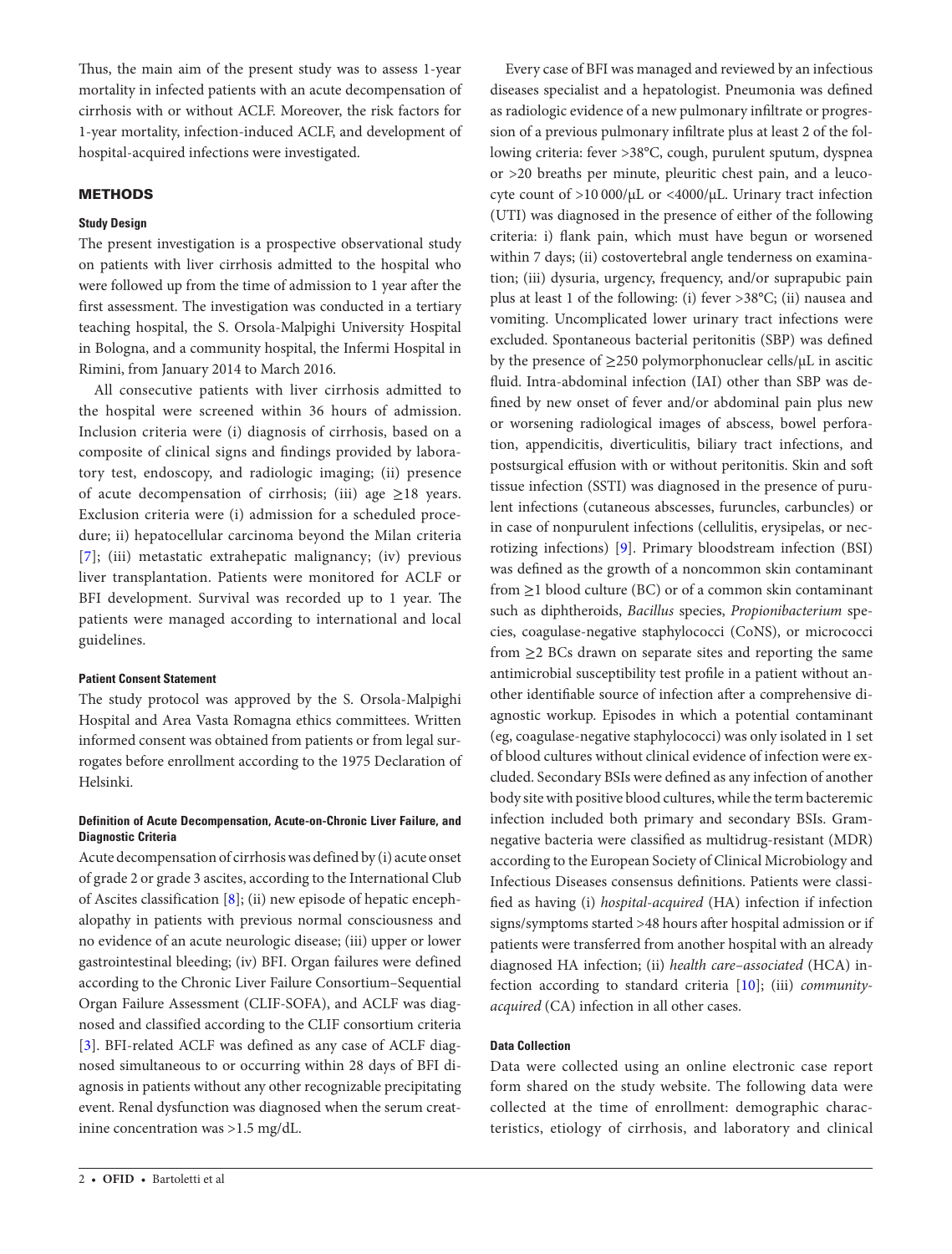Thus, the main aim of the present study was to assess 1-year mortality in infected patients with an acute decompensation of cirrhosis with or without ACLF. Moreover, the risk factors for 1-year mortality, infection-induced ACLF, and development of hospital-acquired infections were investigated.

## METHODS

### Study Design

The present investigation is a prospective observational study on patients with liver cirrhosis admitted to the hospital who were followed up from the time of admission to 1 year after the first assessment. The investigation was conducted in a tertiary teaching hospital, the S. Orsola-Malpighi University Hospital in Bologna, and a community hospital, the Infermi Hospital in Rimini, from January 2014 to March 2016.

All consecutive patients with liver cirrhosis admitted to the hospital were screened within 36 hours of admission. Inclusion criteria were (i) diagnosis of cirrhosis, based on a composite of clinical signs and findings provided by laboratory test, endoscopy, and radiologic imaging; (ii) presence of acute decompensation of cirrhosis; (iii) age ≥18 years. Exclusion criteria were (i) admission for a scheduled procedure; ii) hepatocellular carcinoma beyond the Milan criteria [7]; (iii) metastatic extrahepatic malignancy; (iv) previous liver transplantation. Patients were monitored for ACLF or BFI development. Survival was recorded up to 1 year. The patients were managed according to international and local guidelines.

### Patient Consent Statement

The study protocol was approved by the S. Orsola-Malpighi Hospital and Area Vasta Romagna ethics committees. Written informed consent was obtained from patients or from legal surrogates before enrollment according to the 1975 Declaration of Helsinki.

### Definition of Acute Decompensation, Acute-on-Chronic Liver Failure, and Diagnostic Criteria

Acute decompensation of cirrhosis was defined by (i) acute onset of grade 2 or grade 3 ascites, according to the International Club of Ascites classification [8]; (ii) new episode of hepatic encephalopathy in patients with previous normal consciousness and no evidence of an acute neurologic disease; (iii) upper or lower gastrointestinal bleeding; (iv) BFI. Organ failures were defined according to the Chronic Liver Failure Consortium–Sequential Organ Failure Assessment (CLIF-SOFA), and ACLF was diagnosed and classified according to the CLIF consortium criteria [3]. BFI-related ACLF was defined as any case of ACLF diagnosed simultaneous to or occurring within 28 days of BFI diagnosis in patients without any other recognizable precipitating event. Renal dysfunction was diagnosed when the serum creatinine concentration was >1.5 mg/dL.

Every case of BFI was managed and reviewed by an infectious diseases specialist and a hepatologist. Pneumonia was defined as radiologic evidence of a new pulmonary infiltrate or progression of a previous pulmonary infiltrate plus at least 2 of the following criteria: fever >38°C, cough, purulent sputum, dyspnea or >20 breaths per minute, pleuritic chest pain, and a leucocyte count of >10 000/μL or <4000/μL. Urinary tract infection (UTI) was diagnosed in the presence of either of the following criteria: i) flank pain, which must have begun or worsened within 7 days; (ii) costovertebral angle tenderness on examination; (iii) dysuria, urgency, frequency, and/or suprapubic pain plus at least 1 of the following: (i) fever >38°C; (ii) nausea and vomiting. Uncomplicated lower urinary tract infections were excluded. Spontaneous bacterial peritonitis (SBP) was defined by the presence of ≥250 polymorphonuclear cells/μL in ascitic fluid. Intra-abdominal infection (IAI) other than SBP was defined by new onset of fever and/or abdominal pain plus new or worsening radiological images of abscess, bowel perforation, appendicitis, diverticulitis, biliary tract infections, and postsurgical effusion with or without peritonitis. Skin and soft tissue infection (SSTI) was diagnosed in the presence of purulent infections (cutaneous abscesses, furuncles, carbuncles) or in case of nonpurulent infections (cellulitis, erysipelas, or necrotizing infections) [9]. Primary bloodstream infection (BSI) was defined as the growth of a noncommon skin contaminant from ≥1 blood culture (BC) or of a common skin contaminant such as diphtheroids, *Bacillus* species, *Propionibacterium* species, coagulase-negative staphylococci (CoNS), or micrococci from ≥2 BCs drawn on separate sites and reporting the same antimicrobial susceptibility test profile in a patient without another identifiable source of infection after a comprehensive diagnostic workup. Episodes in which a potential contaminant (eg, coagulase-negative staphylococci) was only isolated in 1 set of blood cultures without clinical evidence of infection were excluded. Secondary BSIs were defined as any infection of another body site with positive blood cultures, while the term bacteremic infection included both primary and secondary BSIs. Gram-negative bacteria were classified as multidrug-resistant (MDR) according to the European Society of Clinical Microbiology and Infectious Diseases consensus definitions. Patients were classified as having (i) *hospital-acquired* (HA) infection if infection signs/symptoms started >48 hours after hospital admission or if patients were transferred from another hospital with an already diagnosed HA infection; (ii) *health care–associated* (HCA) infection according to standard criteria [10]; (iii) *community-acquired* (CA) infection in all other cases.

### Data Collection

Data were collected using an online electronic case report form shared on the study website. The following data were collected at the time of enrollment: demographic characteristics, etiology of cirrhosis, and laboratory and clinical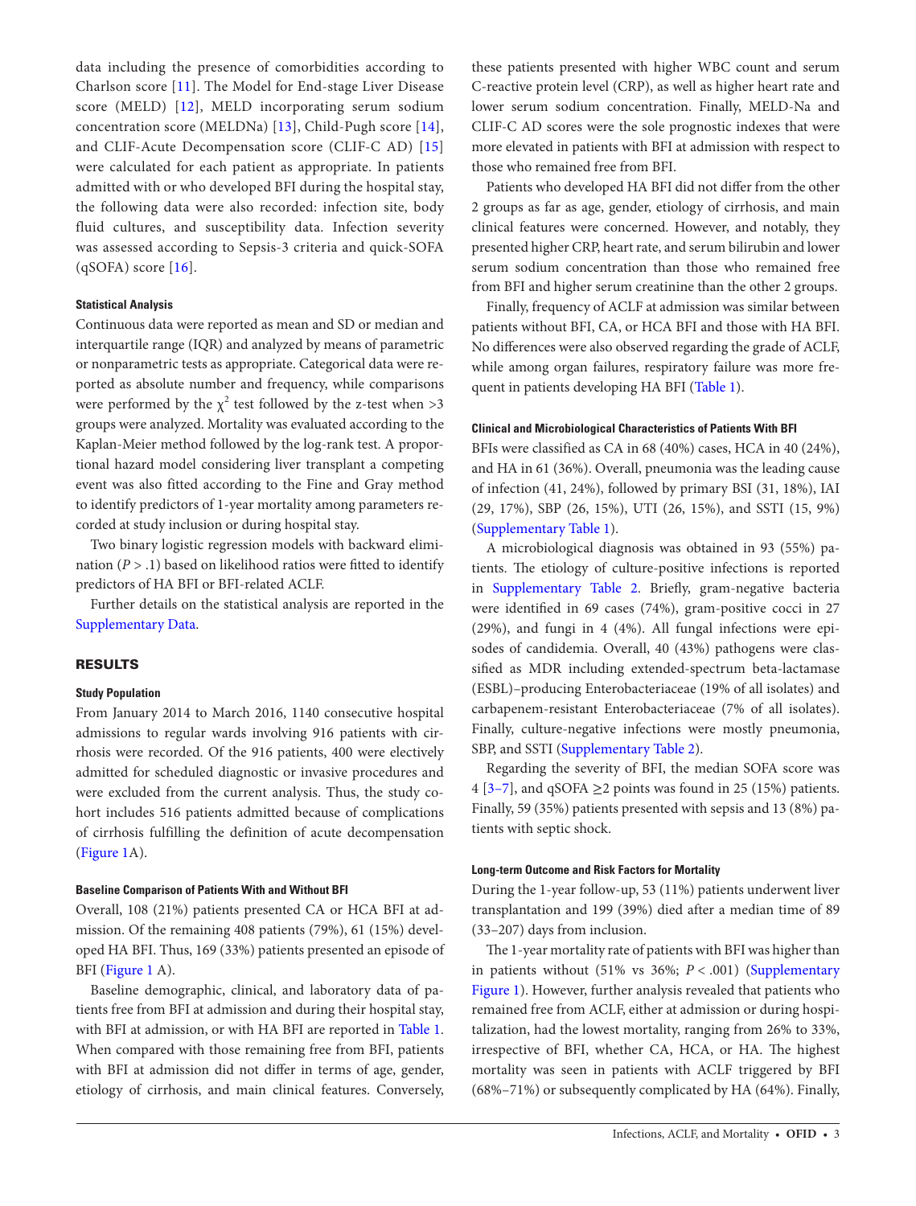data including the presence of comorbidities according to Charlson score [11]. The Model for End-stage Liver Disease score (MELD) [12], MELD incorporating serum sodium concentration score (MELDNa) [13], Child-Pugh score [14], and CLIF-Acute Decompensation score (CLIF-C AD) [15] were calculated for each patient as appropriate. In patients admitted with or who developed BFI during the hospital stay, the following data were also recorded: infection site, body fluid cultures, and susceptibility data. Infection severity was assessed according to Sepsis-3 criteria and quick-SOFA (qSOFA) score [16].

#### Statistical Analysis

Continuous data were reported as mean and SD or median and interquartile range (IQR) and analyzed by means of parametric or nonparametric tests as appropriate. Categorical data were reported as absolute number and frequency, while comparisons were performed by the $\chi^2$ test followed by the z-test when >3 groups were analyzed. Mortality was evaluated according to the Kaplan-Meier method followed by the log-rank test. A proportional hazard model considering liver transplant a competing event was also fitted according to the Fine and Gray method to identify predictors of 1-year mortality among parameters recorded at study inclusion or during hospital stay.

Two binary logistic regression models with backward elimination ($P > .1$) based on likelihood ratios were fitted to identify predictors of HA BFI or BFI-related ACLF.

Further details on the statistical analysis are reported in the Supplementary Data.

## RESULTS

#### Study Population

From January 2014 to March 2016, 1140 consecutive hospital admissions to regular wards involving 916 patients with cirrhosis were recorded. Of the 916 patients, 400 were electively admitted for scheduled diagnostic or invasive procedures and were excluded from the current analysis. Thus, the study cohort includes 516 patients admitted because of complications of cirrhosis fulfilling the definition of acute decompensation (Figure 1A).

#### Baseline Comparison of Patients With and Without BFI

Overall, 108 (21%) patients presented CA or HCA BFI at admission. Of the remaining 408 patients (79%), 61 (15%) developed HA BFI. Thus, 169 (33%) patients presented an episode of BFI (Figure 1 A).

Baseline demographic, clinical, and laboratory data of patients free from BFI at admission and during their hospital stay, with BFI at admission, or with HA BFI are reported in Table 1. When compared with those remaining free from BFI, patients with BFI at admission did not differ in terms of age, gender, etiology of cirrhosis, and main clinical features. Conversely, these patients presented with higher WBC count and serum C-reactive protein level (CRP), as well as higher heart rate and lower serum sodium concentration. Finally, MELD-Na and CLIF-C AD scores were the sole prognostic indexes that were more elevated in patients with BFI at admission with respect to those who remained free from BFI.

Patients who developed HA BFI did not differ from the other 2 groups as far as age, gender, etiology of cirrhosis, and main clinical features were concerned. However, and notably, they presented higher CRP, heart rate, and serum bilirubin and lower serum sodium concentration than those who remained free from BFI and higher serum creatinine than the other 2 groups.

Finally, frequency of ACLF at admission was similar between patients without BFI, CA, or HCA BFI and those with HA BFI. No differences were also observed regarding the grade of ACLF, while among organ failures, respiratory failure was more frequent in patients developing HA BFI (Table 1).

#### Clinical and Microbiological Characteristics of Patients With BFI

BFIs were classified as CA in 68 (40%) cases, HCA in 40 (24%), and HA in 61 (36%). Overall, pneumonia was the leading cause of infection (41, 24%), followed by primary BSI (31, 18%), IAI (29, 17%), SBP (26, 15%), UTI (26, 15%), and SSTI (15, 9%) (Supplementary Table 1).

A microbiological diagnosis was obtained in 93 (55%) patients. The etiology of culture-positive infections is reported in Supplementary Table 2. Briefly, gram-negative bacteria were identified in 69 cases (74%), gram-positive cocci in 27 (29%), and fungi in 4 (4%). All fungal infections were episodes of candidemia. Overall, 40 (43%) pathogens were classified as MDR including extended-spectrum beta-lactamase (ESBL)–producing Enterobacteriaceae (19% of all isolates) and carbapenem-resistant Enterobacteriaceae (7% of all isolates). Finally, culture-negative infections were mostly pneumonia, SBP, and SSTI (Supplementary Table 2).

Regarding the severity of BFI, the median SOFA score was 4 [3–7], and qSOFA ≥2 points was found in 25 (15%) patients. Finally, 59 (35%) patients presented with sepsis and 13 (8%) patients with septic shock.

#### Long-term Outcome and Risk Factors for Mortality

During the 1-year follow-up, 53 (11%) patients underwent liver transplantation and 199 (39%) died after a median time of 89 (33–207) days from inclusion.

The 1-year mortality rate of patients with BFI was higher than in patients without (51% vs 36%; $P < .001$) (Supplementary Figure 1). However, further analysis revealed that patients who remained free from ACLF, either at admission or during hospitalization, had the lowest mortality, ranging from 26% to 33%, irrespective of BFI, whether CA, HCA, or HA. The highest mortality was seen in patients with ACLF triggered by BFI (68%–71%) or subsequently complicated by HA (64%). Finally,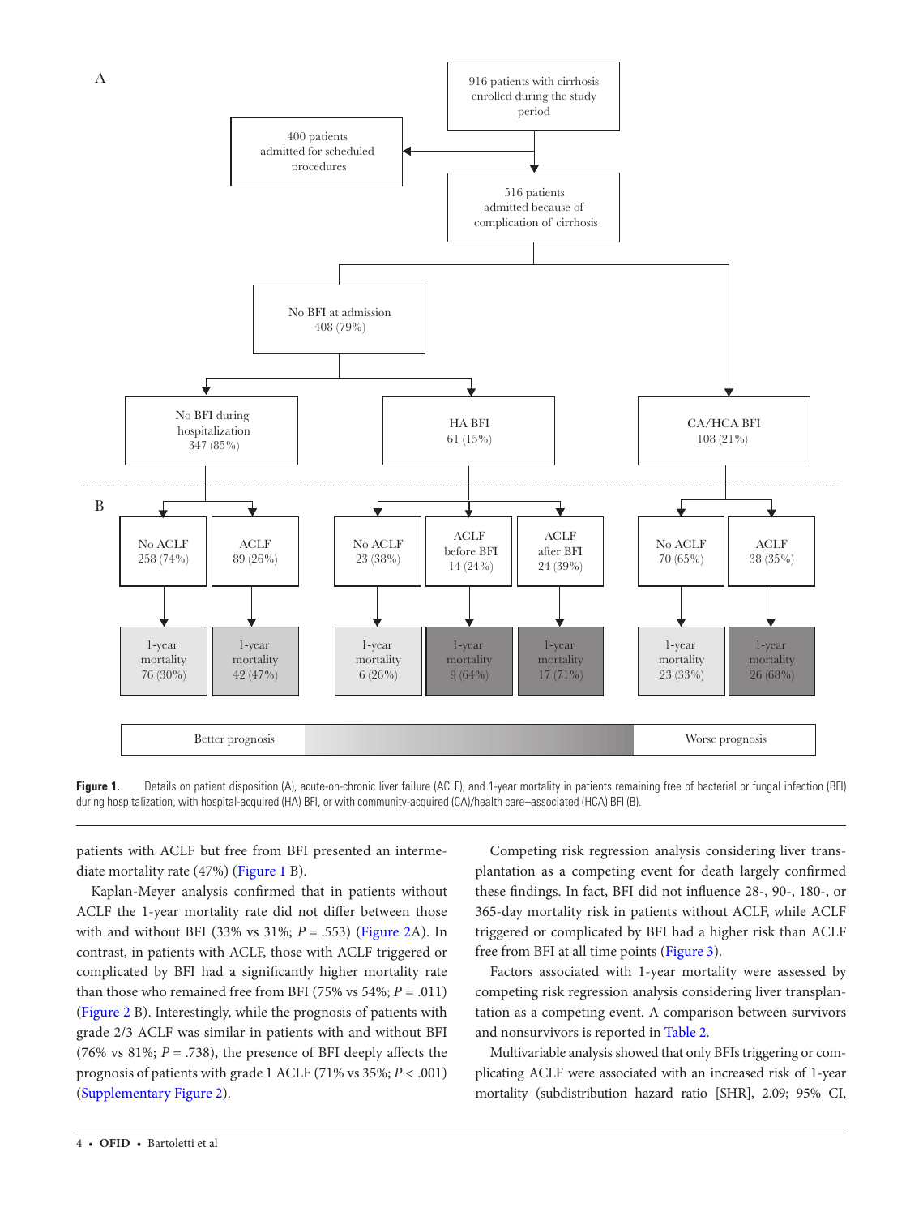A

916 patients with cirrhosis enrolled during the study period

400 patients admitted for scheduled procedures

516 patients admitted because of complication of cirrhosis

No BFI at admission 408 (79%)

No BFI during hospitalization 347 (85%)

HA BFI 61 (15%)

CA/HCA BFI 108 (21%)

B

No ACLF 258 (74%) → 1-year mortality 76 (30%)

ACLF 89 (26%) → 1-year mortality 42 (47%)

No ACLF 23 (38%) → 1-year mortality 6 (26%)

ACLF before BFI 14 (24%) → 1-year mortality 9 (64%)

ACLF after BFI 24 (39%) → 1-year mortality 17 (71%)

No ACLF 70 (65%) → 1-year mortality 23 (33%)

ACLF 38 (35%) → 1-year mortality 26 (68%)

Better prognosis — Worse prognosis

**Figure 1.** Details on patient disposition (A), acute-on-chronic liver failure (ACLF), and 1-year mortality in patients remaining free of bacterial or fungal infection (BFI) during hospitalization, with hospital-acquired (HA) BFI, or with community-acquired (CA)/health care–associated (HCA) BFI (B).

patients with ACLF but free from BFI presented an intermediate mortality rate (47%) (Figure 1 B).

Kaplan-Meyer analysis confirmed that in patients without ACLF the 1-year mortality rate did not differ between those with and without BFI (33% vs 31%; $P = .553$) (Figure 2A). In contrast, in patients with ACLF, those with ACLF triggered or complicated by BFI had a significantly higher mortality rate than those who remained free from BFI (75% vs 54%; $P = .011$) (Figure 2 B). Interestingly, while the prognosis of patients with grade 2/3 ACLF was similar in patients with and without BFI (76% vs 81%; $P = .738$), the presence of BFI deeply affects the prognosis of patients with grade 1 ACLF (71% vs 35%; $P < .001$) (Supplementary Figure 2).

Competing risk regression analysis considering liver transplantation as a competing event for death largely confirmed these findings. In fact, BFI did not influence 28-, 90-, 180-, or 365-day mortality risk in patients without ACLF, while ACLF triggered or complicated by BFI had a higher risk than ACLF free from BFI at all time points (Figure 3).

Factors associated with 1-year mortality were assessed by competing risk regression analysis considering liver transplantation as a competing event. A comparison between survivors and nonsurvivors is reported in Table 2.

Multivariable analysis showed that only BFIs triggering or complicating ACLF were associated with an increased risk of 1-year mortality (subdistribution hazard ratio [SHR], 2.09; 95% CI,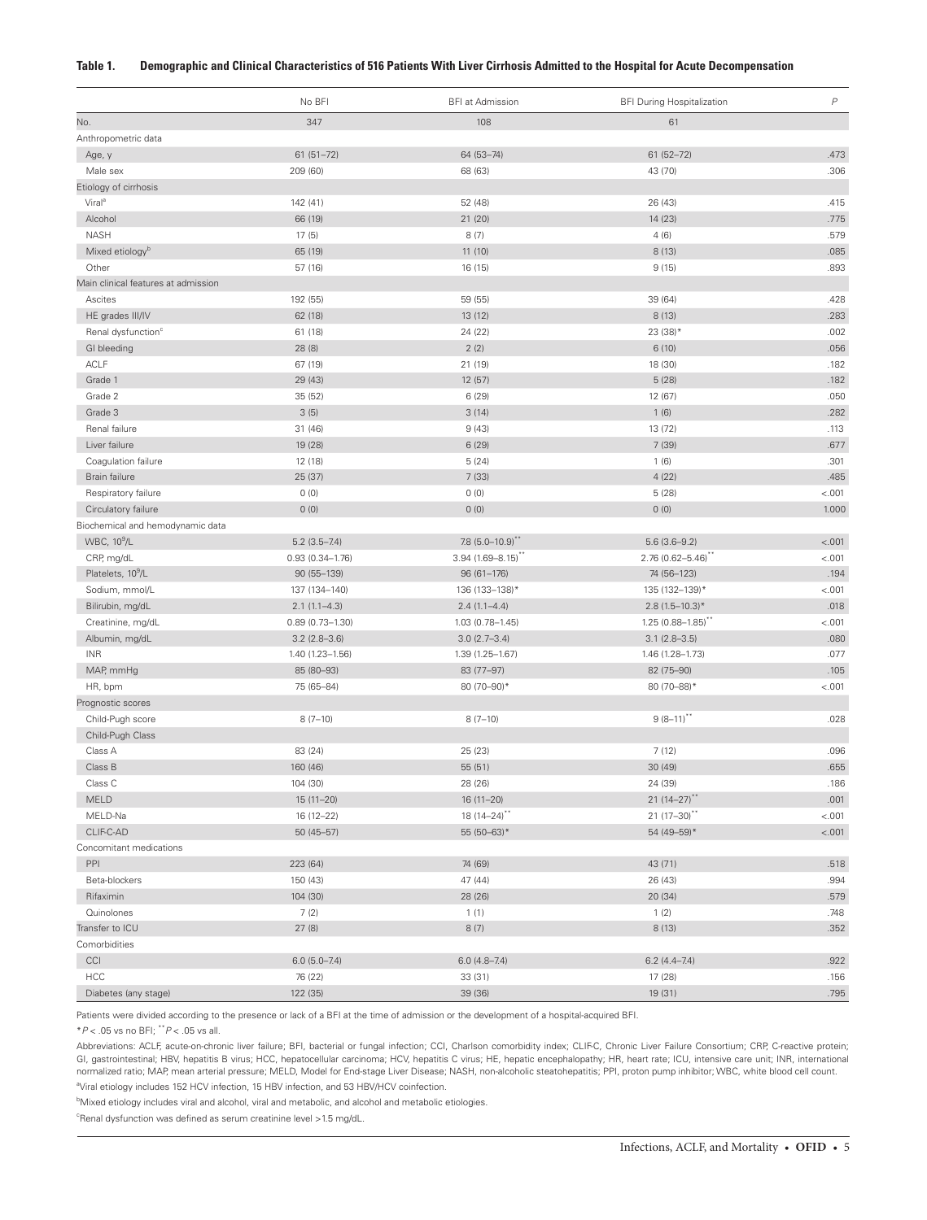**Table 1. Demographic and Clinical Characteristics of 516 Patients With Liver Cirrhosis Admitted to the Hospital for Acute Decompensation**

| | No BFI | BFI at Admission | BFI During Hospitalization | *P* |
|---|---|---|---|---|
| No. | 347 | 108 | 61 | |
| Anthropometric data | | | | |
| Age, y | 61 (51–72) | 64 (53–74) | 61 (52–72) | .473 |
| Male sex | 209 (60) | 68 (63) | 43 (70) | .306 |
| Etiology of cirrhosis | | | | |
| Viral[a] | 142 (41) | 52 (48) | 26 (43) | .415 |
| Alcohol | 66 (19) | 21 (20) | 14 (23) | .775 |
| NASH | 17 (5) | 8 (7) | 4 (6) | .579 |
| Mixed etiology[b] | 65 (19) | 11 (10) | 8 (13) | .085 |
| Other | 57 (16) | 16 (15) | 9 (15) | .893 |
| Main clinical features at admission | | | | |
| Ascites | 192 (55) | 59 (55) | 39 (64) | .428 |
| HE grades III/IV | 62 (18) | 13 (12) | 8 (13) | .283 |
| Renal dysfunction[c] | 61 (18) | 24 (22) | 23 (38)* | .002 |
| GI bleeding | 28 (8) | 2 (2) | 6 (10) | .056 |
| ACLF | 67 (19) | 21 (19) | 18 (30) | .182 |
| Grade 1 | 29 (43) | 12 (57) | 5 (28) | .182 |
| Grade 2 | 35 (52) | 6 (29) | 12 (67) | .050 |
| Grade 3 | 3 (5) | 3 (14) | 1 (6) | .282 |
| Renal failure | 31 (46) | 9 (43) | 13 (72) | .113 |
| Liver failure | 19 (28) | 6 (29) | 7 (39) | .677 |
| Coagulation failure | 12 (18) | 5 (24) | 1 (6) | .301 |
| Brain failure | 25 (37) | 7 (33) | 4 (22) | .485 |
| Respiratory failure | 0 (0) | 0 (0) | 5 (28) | <.001 |
| Circulatory failure | 0 (0) | 0 (0) | 0 (0) | 1.000 |
| Biochemical and hemodynamic data | | | | |
| WBC, $10^9$/L | 5.2 (3.5–7.4) | 7.8 (5.0–10.9)** | 5.6 (3.6–9.2) | <.001 |
| CRP, mg/dL | 0.93 (0.34–1.76) | 3.94 (1.69–8.15)** | 2.76 (0.62–5.46)** | <.001 |
| Platelets, $10^9$/L | 90 (55–139) | 96 (61–176) | 74 (56–123) | .194 |
| Sodium, mmol/L | 137 (134–140) | 136 (133–138)* | 135 (132–139)* | <.001 |
| Bilirubin, mg/dL | 2.1 (1.1–4.3) | 2.4 (1.1–4.4) | 2.8 (1.5–10.3)* | .018 |
| Creatinine, mg/dL | 0.89 (0.73–1.30) | 1.03 (0.78–1.45) | 1.25 (0.88–1.85)** | <.001 |
| Albumin, mg/dL | 3.2 (2.8–3.6) | 3.0 (2.7–3.4) | 3.1 (2.8–3.5) | .080 |
| INR | 1.40 (1.23–1.56) | 1.39 (1.25–1.67) | 1.46 (1.28–1.73) | .077 |
| MAP, mmHg | 85 (80–93) | 83 (77–97) | 82 (75–90) | .105 |
| HR, bpm | 75 (65–84) | 80 (70–90)* | 80 (70–88)* | <.001 |
| Prognostic scores | | | | |
| Child-Pugh score | 8 (7–10) | 8 (7–10) | 9 (8–11)** | .028 |
| Child-Pugh Class | | | | |
| Class A | 83 (24) | 25 (23) | 7 (12) | .096 |
| Class B | 160 (46) | 55 (51) | 30 (49) | .655 |
| Class C | 104 (30) | 28 (26) | 24 (39) | .186 |
| MELD | 15 (11–20) | 16 (11–20) | 21 (14–27)** | .001 |
| MELD-Na | 16 (12–22) | 18 (14–24)** | 21 (17–30)** | <.001 |
| CLIF-C-AD | 50 (45–57) | 55 (50–63)* | 54 (49–59)* | <.001 |
| Concomitant medications | | | | |
| PPI | 223 (64) | 74 (69) | 43 (71) | .518 |
| Beta-blockers | 150 (43) | 47 (44) | 26 (43) | .994 |
| Rifaximin | 104 (30) | 28 (26) | 20 (34) | .579 |
| Quinolones | 7 (2) | 1 (1) | 1 (2) | .748 |
| Transfer to ICU | 27 (8) | 8 (7) | 8 (13) | .352 |
| Comorbidities | | | | |
| CCI | 6.0 (5.0–7.4) | 6.0 (4.8–7.4) | 6.2 (4.4–7.4) | .922 |
| HCC | 76 (22) | 33 (31) | 17 (28) | .156 |
| Diabetes (any stage) | 122 (35) | 39 (36) | 19 (31) | .795 |

Patients were divided according to the presence or lack of a BFI at the time of admission or the development of a hospital-acquired BFI.

*$P < .05$ vs no BFI; **$P < .05$ vs all.

Abbreviations: ACLF, acute-on-chronic liver failure; BFI, bacterial or fungal infection; CCI, Charlson comorbidity index; CLIF-C, Chronic Liver Failure Consortium; CRP, C-reactive protein; GI, gastrointestinal; HBV, hepatitis B virus; HCC, hepatocellular carcinoma; HCV, hepatitis C virus; HE, hepatic encephalopathy; HR, heart rate; ICU, intensive care unit; INR, international normalized ratio; MAP, mean arterial pressure; MELD, Model for End-stage Liver Disease; NASH, non-alcoholic steatohepatitis; PPI, proton pump inhibitor; WBC, white blood cell count.

[a]Viral etiology includes 152 HCV infection, 15 HBV infection, and 53 HBV/HCV coinfection.

[b]Mixed etiology includes viral and alcohol, viral and metabolic, and alcohol and metabolic etiologies.

[c]Renal dysfunction was defined as serum creatinine level >1.5 mg/dL.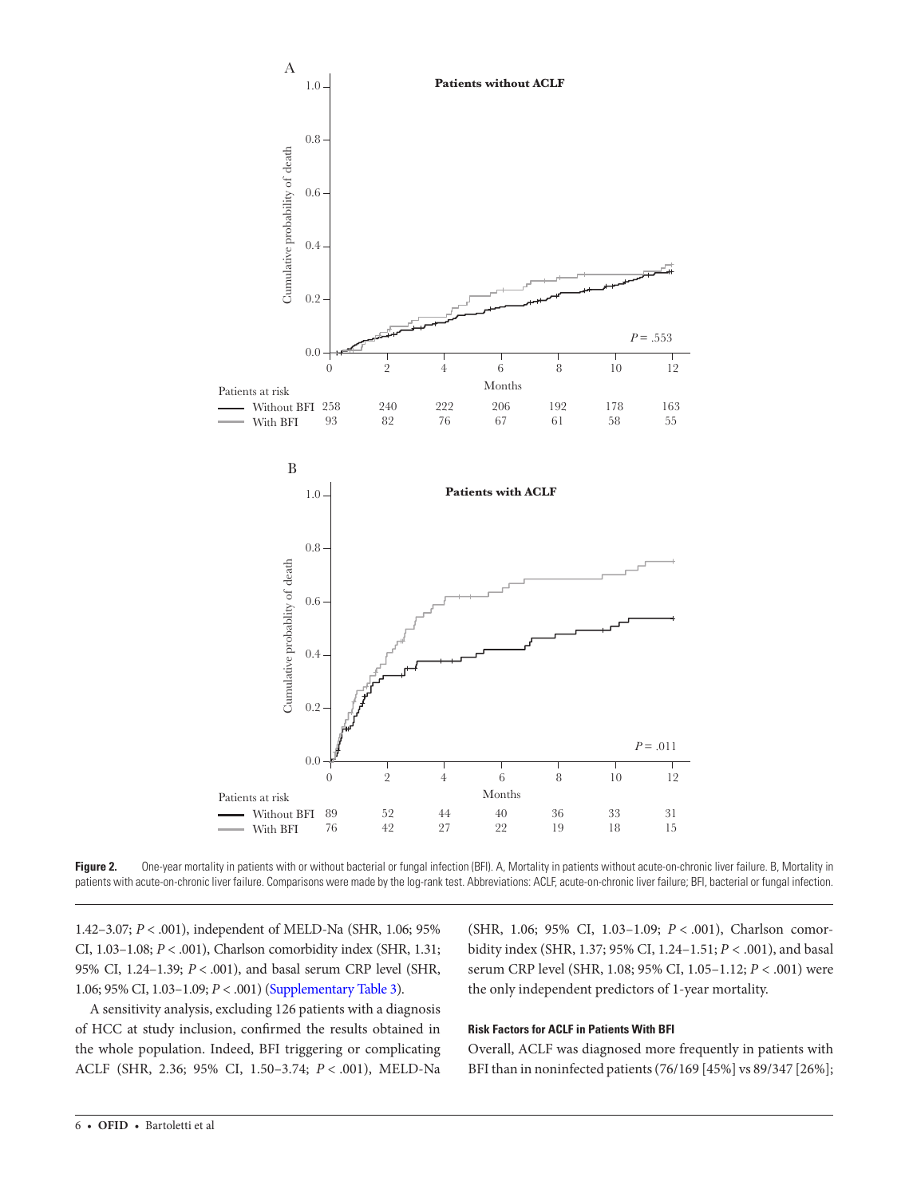Figure 2. One-year mortality in patients with or without bacterial or fungal infection (BFI). A, Mortality in patients without acute-on-chronic liver failure. B, Mortality in patients with acute-on-chronic liver failure. Comparisons were made by the log-rank test. Abbreviations: ACLF, acute-on-chronic liver failure; BFI, bacterial or fungal infection.

1.42–3.07; $P < .001$), independent of MELD-Na (SHR, 1.06; 95% CI, 1.03–1.08; $P < .001$), Charlson comorbidity index (SHR, 1.31; 95% CI, 1.24–1.39; $P < .001$), and basal serum CRP level (SHR, 1.06; 95% CI, 1.03–1.09; $P < .001$) (Supplementary Table 3).

A sensitivity analysis, excluding 126 patients with a diagnosis of HCC at study inclusion, confirmed the results obtained in the whole population. Indeed, BFI triggering or complicating ACLF (SHR, 2.36; 95% CI, 1.50–3.74; $P < .001$), MELD-Na (SHR, 1.06; 95% CI, 1.03–1.09; $P < .001$), Charlson comorbidity index (SHR, 1.37; 95% CI, 1.24–1.51; $P < .001$), and basal serum CRP level (SHR, 1.08; 95% CI, 1.05–1.12; $P < .001$) were the only independent predictors of 1-year mortality.

#### Risk Factors for ACLF in Patients With BFI

Overall, ACLF was diagnosed more frequently in patients with BFI than in noninfected patients (76/169 [45%] vs 89/347 [26%];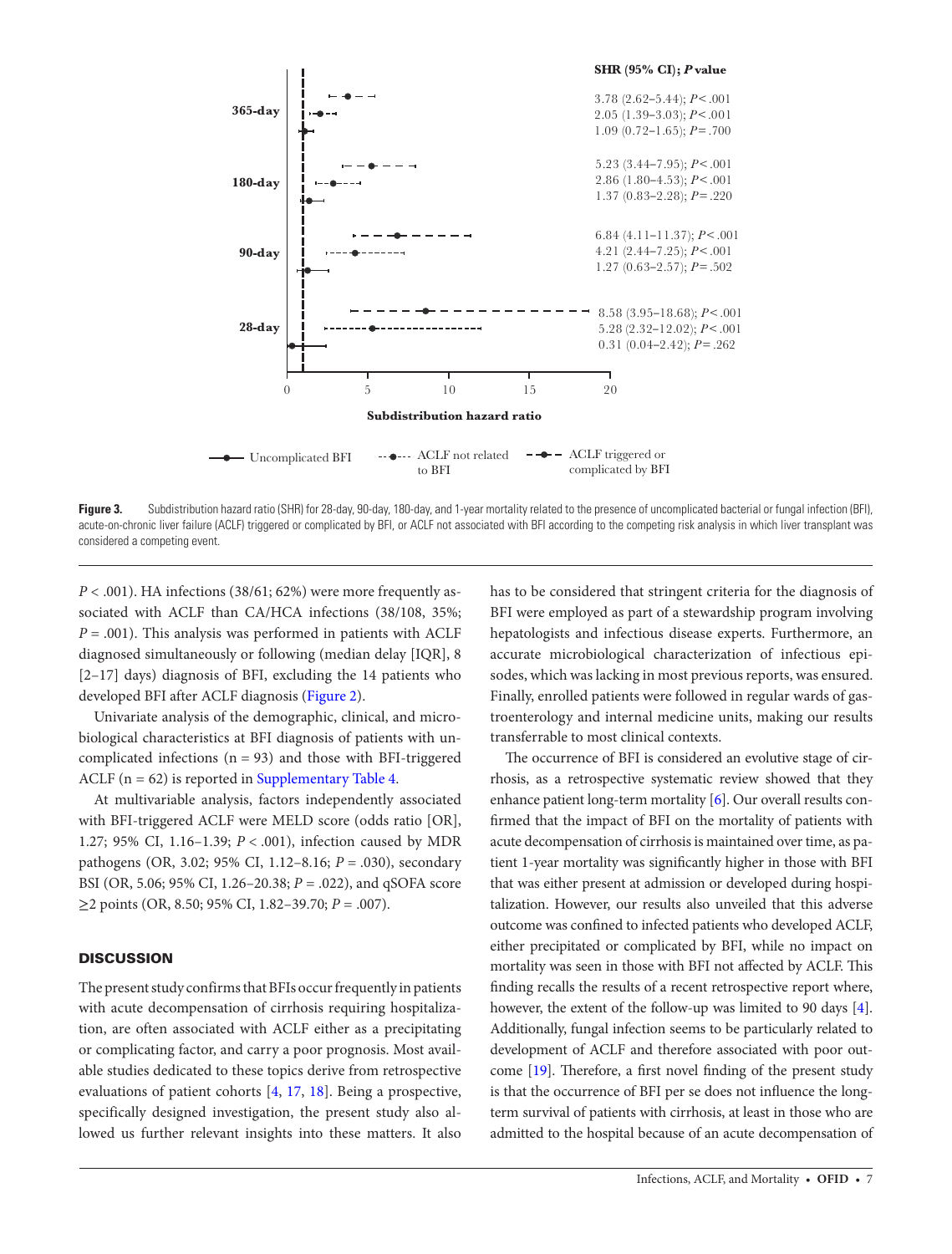**Figure 3.** Subdistribution hazard ratio (SHR) for 28-day, 90-day, 180-day, and 1-year mortality related to the presence of uncomplicated bacterial or fungal infection (BFI), acute-on-chronic liver failure (ACLF) triggered or complicated by BFI, or ACLF not associated with BFI according to the competing risk analysis in which liver transplant was considered a competing event.

$P < .001$). HA infections (38/61; 62%) were more frequently associated with ACLF than CA/HCA infections (38/108, 35%; $P = .001$). This analysis was performed in patients with ACLF diagnosed simultaneously or following (median delay [IQR], 8 [2–17] days) diagnosis of BFI, excluding the 14 patients who developed BFI after ACLF diagnosis (Figure 2).

Univariate analysis of the demographic, clinical, and microbiological characteristics at BFI diagnosis of patients with uncomplicated infections (n = 93) and those with BFI-triggered ACLF (n = 62) is reported in Supplementary Table 4.

At multivariable analysis, factors independently associated with BFI-triggered ACLF were MELD score (odds ratio [OR], 1.27; 95% CI, 1.16–1.39; $P < .001$), infection caused by MDR pathogens (OR, 3.02; 95% CI, 1.12–8.16; $P = .030$), secondary BSI (OR, 5.06; 95% CI, 1.26–20.38; $P = .022$), and qSOFA score ≥2 points (OR, 8.50; 95% CI, 1.82–39.70; $P = .007$).

## DISCUSSION

The present study confirms that BFIs occur frequently in patients with acute decompensation of cirrhosis requiring hospitalization, are often associated with ACLF either as a precipitating or complicating factor, and carry a poor prognosis. Most available studies dedicated to these topics derive from retrospective evaluations of patient cohorts [4, 17, 18]. Being a prospective, specifically designed investigation, the present study also allowed us further relevant insights into these matters. It also has to be considered that stringent criteria for the diagnosis of BFI were employed as part of a stewardship program involving hepatologists and infectious disease experts. Furthermore, an accurate microbiological characterization of infectious episodes, which was lacking in most previous reports, was ensured. Finally, enrolled patients were followed in regular wards of gastroenterology and internal medicine units, making our results transferrable to most clinical contexts.

The occurrence of BFI is considered an evolutive stage of cirrhosis, as a retrospective systematic review showed that they enhance patient long-term mortality [6]. Our overall results confirmed that the impact of BFI on the mortality of patients with acute decompensation of cirrhosis is maintained over time, as patient 1-year mortality was significantly higher in those with BFI that was either present at admission or developed during hospitalization. However, our results also unveiled that this adverse outcome was confined to infected patients who developed ACLF, either precipitated or complicated by BFI, while no impact on mortality was seen in those with BFI not affected by ACLF. This finding recalls the results of a recent retrospective report where, however, the extent of the follow-up was limited to 90 days [4]. Additionally, fungal infection seems to be particularly related to development of ACLF and therefore associated with poor outcome [19]. Therefore, a first novel finding of the present study is that the occurrence of BFI per se does not influence the long-term survival of patients with cirrhosis, at least in those who are admitted to the hospital because of an acute decompensation of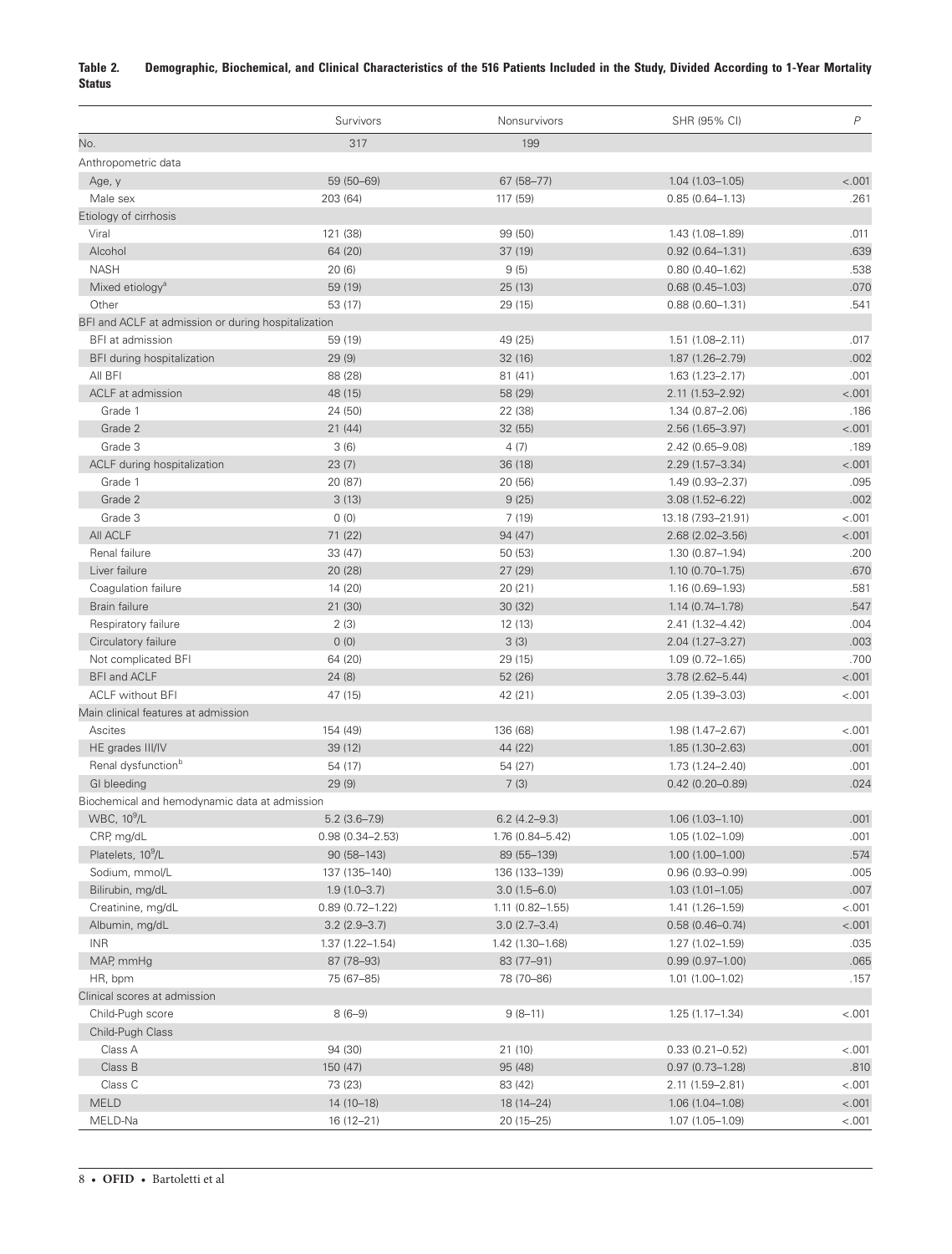**Table 2. Demographic, Biochemical, and Clinical Characteristics of the 516 Patients Included in the Study, Divided According to 1-Year Mortality Status**

| | Survivors | Nonsurvivors | SHR (95% CI) | *P* |
|---|---|---|---|---|
| No. | 317 | 199 | | |
| Anthropometric data | | | | |
| Age, y | 59 (50–69) | 67 (58–77) | 1.04 (1.03–1.05) | <.001 |
| Male sex | 203 (64) | 117 (59) | 0.85 (0.64–1.13) | .261 |
| Etiology of cirrhosis | | | | |
| Viral | 121 (38) | 99 (50) | 1.43 (1.08–1.89) | .011 |
| Alcohol | 64 (20) | 37 (19) | 0.92 (0.64–1.31) | .639 |
| NASH | 20 (6) | 9 (5) | 0.80 (0.40–1.62) | .538 |
| Mixed etiology[a] | 59 (19) | 25 (13) | 0.68 (0.45–1.03) | .070 |
| Other | 53 (17) | 29 (15) | 0.88 (0.60–1.31) | .541 |
| BFI and ACLF at admission or during hospitalization | | | | |
| BFI at admission | 59 (19) | 49 (25) | 1.51 (1.08–2.11) | .017 |
| BFI during hospitalization | 29 (9) | 32 (16) | 1.87 (1.26–2.79) | .002 |
| All BFI | 88 (28) | 81 (41) | 1.63 (1.23–2.17) | .001 |
| ACLF at admission | 48 (15) | 58 (29) | 2.11 (1.53–2.92) | <.001 |
| Grade 1 | 24 (50) | 22 (38) | 1.34 (0.87–2.06) | .186 |
| Grade 2 | 21 (44) | 32 (55) | 2.56 (1.65–3.97) | <.001 |
| Grade 3 | 3 (6) | 4 (7) | 2.42 (0.65–9.08) | .189 |
| ACLF during hospitalization | 23 (7) | 36 (18) | 2.29 (1.57–3.34) | <.001 |
| Grade 1 | 20 (87) | 20 (56) | 1.49 (0.93–2.37) | .095 |
| Grade 2 | 3 (13) | 9 (25) | 3.08 (1.52–6.22) | .002 |
| Grade 3 | 0 (0) | 7 (19) | 13.18 (7.93–21.91) | <.001 |
| All ACLF | 71 (22) | 94 (47) | 2.68 (2.02–3.56) | <.001 |
| Renal failure | 33 (47) | 50 (53) | 1.30 (0.87–1.94) | .200 |
| Liver failure | 20 (28) | 27 (29) | 1.10 (0.70–1.75) | .670 |
| Coagulation failure | 14 (20) | 20 (21) | 1.16 (0.69–1.93) | .581 |
| Brain failure | 21 (30) | 30 (32) | 1.14 (0.74–1.78) | .547 |
| Respiratory failure | 2 (3) | 12 (13) | 2.41 (1.32–4.42) | .004 |
| Circulatory failure | 0 (0) | 3 (3) | 2.04 (1.27–3.27) | .003 |
| Not complicated BFI | 64 (20) | 29 (15) | 1.09 (0.72–1.65) | .700 |
| BFI and ACLF | 24 (8) | 52 (26) | 3.78 (2.62–5.44) | <.001 |
| ACLF without BFI | 47 (15) | 42 (21) | 2.05 (1.39–3.03) | <.001 |
| Main clinical features at admission | | | | |
| Ascites | 154 (49) | 136 (68) | 1.98 (1.47–2.67) | <.001 |
| HE grades III/IV | 39 (12) | 44 (22) | 1.85 (1.30–2.63) | .001 |
| Renal dysfunction[b] | 54 (17) | 54 (27) | 1.73 (1.24–2.40) | .001 |
| GI bleeding | 29 (9) | 7 (3) | 0.42 (0.20–0.89) | .024 |
| Biochemical and hemodynamic data at admission | | | | |
| WBC, $10^9$/L | 5.2 (3.6–7.9) | 6.2 (4.2–9.3) | 1.06 (1.03–1.10) | .001 |
| CRP, mg/dL | 0.98 (0.34–2.53) | 1.76 (0.84–5.42) | 1.05 (1.02–1.09) | .001 |
| Platelets, $10^9$/L | 90 (58–143) | 89 (55–139) | 1.00 (1.00–1.00) | .574 |
| Sodium, mmol/L | 137 (135–140) | 136 (133–139) | 0.96 (0.93–0.99) | .005 |
| Bilirubin, mg/dL | 1.9 (1.0–3.7) | 3.0 (1.5–6.0) | 1.03 (1.01–1.05) | .007 |
| Creatinine, mg/dL | 0.89 (0.72–1.22) | 1.11 (0.82–1.55) | 1.41 (1.26–1.59) | <.001 |
| Albumin, mg/dL | 3.2 (2.9–3.7) | 3.0 (2.7–3.4) | 0.58 (0.46–0.74) | <.001 |
| INR | 1.37 (1.22–1.54) | 1.42 (1.30–1.68) | 1.27 (1.02–1.59) | .035 |
| MAP, mmHg | 87 (78–93) | 83 (77–91) | 0.99 (0.97–1.00) | .065 |
| HR, bpm | 75 (67–85) | 78 (70–86) | 1.01 (1.00–1.02) | .157 |
| Clinical scores at admission | | | | |
| Child-Pugh score | 8 (6–9) | 9 (8–11) | 1.25 (1.17–1.34) | <.001 |
| Child-Pugh Class | | | | |
| Class A | 94 (30) | 21 (10) | 0.33 (0.21–0.52) | <.001 |
| Class B | 150 (47) | 95 (48) | 0.97 (0.73–1.28) | .810 |
| Class C | 73 (23) | 83 (42) | 2.11 (1.59–2.81) | <.001 |
| MELD | 14 (10–18) | 18 (14–24) | 1.06 (1.04–1.08) | <.001 |
| MELD-Na | 16 (12–21) | 20 (15–25) | 1.07 (1.05–1.09) | <.001 |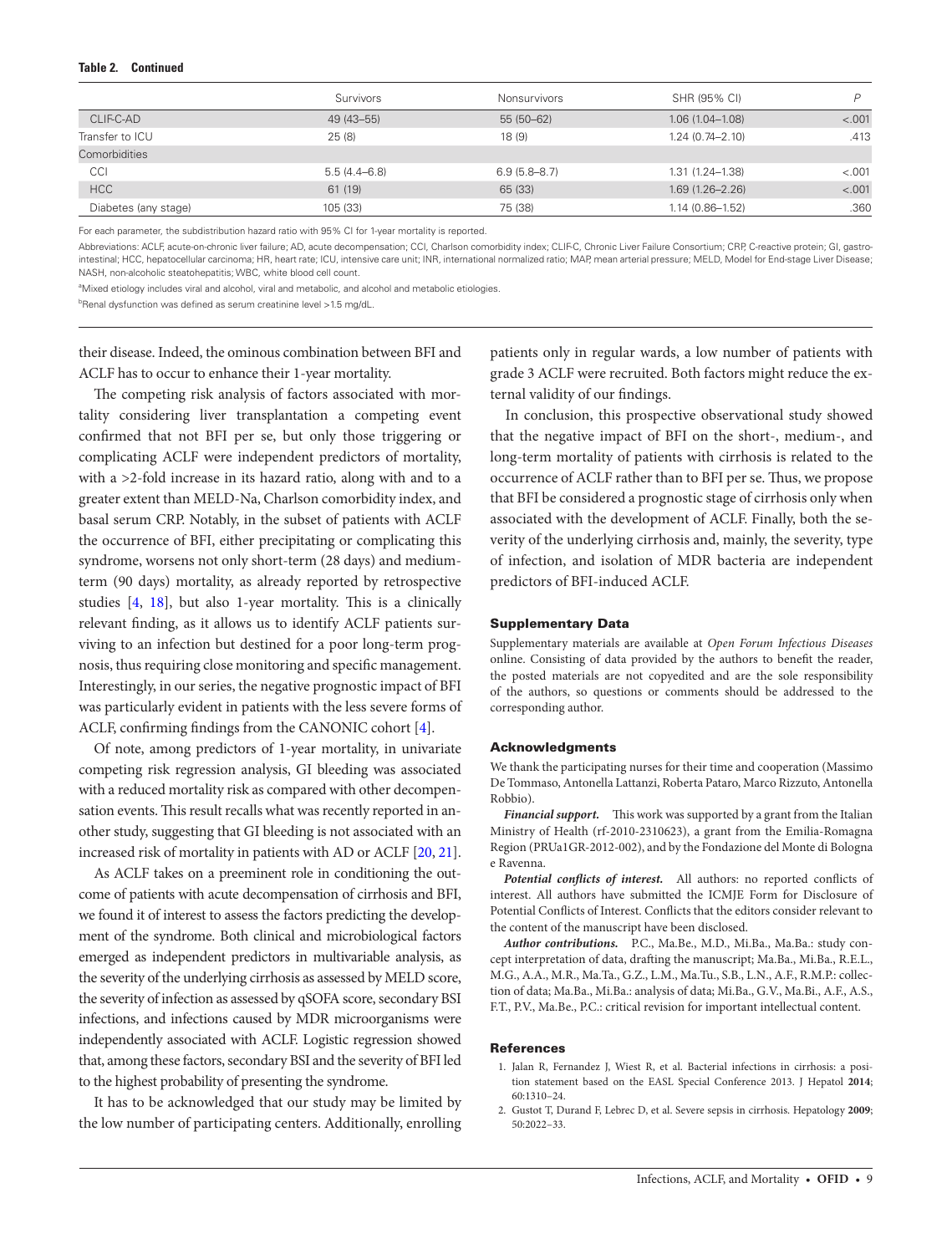**Table 2. Continued**

| | Survivors | Nonsurvivors | SHR (95% CI) | P |
|---|---|---|---|---|
| CLIF-C-AD | 49 (43–55) | 55 (50–62) | 1.06 (1.04–1.08) | <.001 |
| Transfer to ICU | 25 (8) | 18 (9) | 1.24 (0.74–2.10) | .413 |
| Comorbidities | | | | |
| CCI | 5.5 (4.4–6.8) | 6.9 (5.8–8.7) | 1.31 (1.24–1.38) | <.001 |
| HCC | 61 (19) | 65 (33) | 1.69 (1.26–2.26) | <.001 |
| Diabetes (any stage) | 105 (33) | 75 (38) | 1.14 (0.86–1.52) | .360 |

For each parameter, the subdistribution hazard ratio with 95% CI for 1-year mortality is reported.

Abbreviations: ACLF, acute-on-chronic liver failure; AD, acute decompensation; CCI, Charlson comorbidity index; CLIF-C, Chronic Liver Failure Consortium; CRP, C-reactive protein; GI, gastrointestinal; HCC, hepatocellular carcinoma; HR, heart rate; ICU, intensive care unit; INR, international normalized ratio; MAP, mean arterial pressure; MELD, Model for End-stage Liver Disease; NASH, non-alcoholic steatohepatitis; WBC, white blood cell count.

[a]Mixed etiology includes viral and alcohol, viral and metabolic, and alcohol and metabolic etiologies.

[b]Renal dysfunction was defined as serum creatinine level >1.5 mg/dL.

their disease. Indeed, the ominous combination between BFI and ACLF has to occur to enhance their 1-year mortality.

The competing risk analysis of factors associated with mortality considering liver transplantation a competing event confirmed that not BFI per se, but only those triggering or complicating ACLF were independent predictors of mortality, with a >2-fold increase in its hazard ratio, along with and to a greater extent than MELD-Na, Charlson comorbidity index, and basal serum CRP. Notably, in the subset of patients with ACLF the occurrence of BFI, either precipitating or complicating this syndrome, worsens not only short-term (28 days) and medium-term (90 days) mortality, as already reported by retrospective studies [4, 18], but also 1-year mortality. This is a clinically relevant finding, as it allows us to identify ACLF patients surviving to an infection but destined for a poor long-term prognosis, thus requiring close monitoring and specific management. Interestingly, in our series, the negative prognostic impact of BFI was particularly evident in patients with the less severe forms of ACLF, confirming findings from the CANONIC cohort [4].

Of note, among predictors of 1-year mortality, in univariate competing risk regression analysis, GI bleeding was associated with a reduced mortality risk as compared with other decompensation events. This result recalls what was recently reported in another study, suggesting that GI bleeding is not associated with an increased risk of mortality in patients with AD or ACLF [20, 21].

As ACLF takes on a preeminent role in conditioning the outcome of patients with acute decompensation of cirrhosis and BFI, we found it of interest to assess the factors predicting the development of the syndrome. Both clinical and microbiological factors emerged as independent predictors in multivariable analysis, as the severity of the underlying cirrhosis as assessed by MELD score, the severity of infection as assessed by qSOFA score, secondary BSI infections, and infections caused by MDR microorganisms were independently associated with ACLF. Logistic regression showed that, among these factors, secondary BSI and the severity of BFI led to the highest probability of presenting the syndrome.

It has to be acknowledged that our study may be limited by the low number of participating centers. Additionally, enrolling patients only in regular wards, a low number of patients with grade 3 ACLF were recruited. Both factors might reduce the external validity of our findings.

In conclusion, this prospective observational study showed that the negative impact of BFI on the short-, medium-, and long-term mortality of patients with cirrhosis is related to the occurrence of ACLF rather than to BFI per se. Thus, we propose that BFI be considered a prognostic stage of cirrhosis only when associated with the development of ACLF. Finally, both the severity of the underlying cirrhosis and, mainly, the severity, type of infection, and isolation of MDR bacteria are independent predictors of BFI-induced ACLF.

## Supplementary Data

Supplementary materials are available at *Open Forum Infectious Diseases* online. Consisting of data provided by the authors to benefit the reader, the posted materials are not copyedited and are the sole responsibility of the authors, so questions or comments should be addressed to the corresponding author.

## Acknowledgments

We thank the participating nurses for their time and cooperation (Massimo De Tommaso, Antonella Lattanzi, Roberta Pataro, Marco Rizzuto, Antonella Robbio).

***Financial support.*** This work was supported by a grant from the Italian Ministry of Health (rf-2010-2310623), a grant from the Emilia-Romagna Region (PRUa1GR-2012-002), and by the Fondazione del Monte di Bologna e Ravenna.

***Potential conflicts of interest.*** All authors: no reported conflicts of interest. All authors have submitted the ICMJE Form for Disclosure of Potential Conflicts of Interest. Conflicts that the editors consider relevant to the content of the manuscript have been disclosed.

***Author contributions.*** P.C., Ma.Be., M.D., Mi.Ba., Ma.Ba.: study concept interpretation of data, drafting the manuscript; Ma.Ba., Mi.Ba., R.E.L., M.G., A.A., M.R., Ma.Ta., G.Z., L.M., Ma.Tu., S.B., L.N., A.F., R.M.P.: collection of data; Ma.Ba., Mi.Ba.: analysis of data; Mi.Ba., G.V., Ma.Bi., A.F., A.S., F.T., P.V., Ma.Be., P.C.: critical revision for important intellectual content.

## References

1. Jalan R, Fernandez J, Wiest R, et al. Bacterial infections in cirrhosis: a position statement based on the EASL Special Conference 2013. J Hepatol **2014**; 60:1310–24.
2. Gustot T, Durand F, Lebrec D, et al. Severe sepsis in cirrhosis. Hepatology **2009**; 50:2022–33.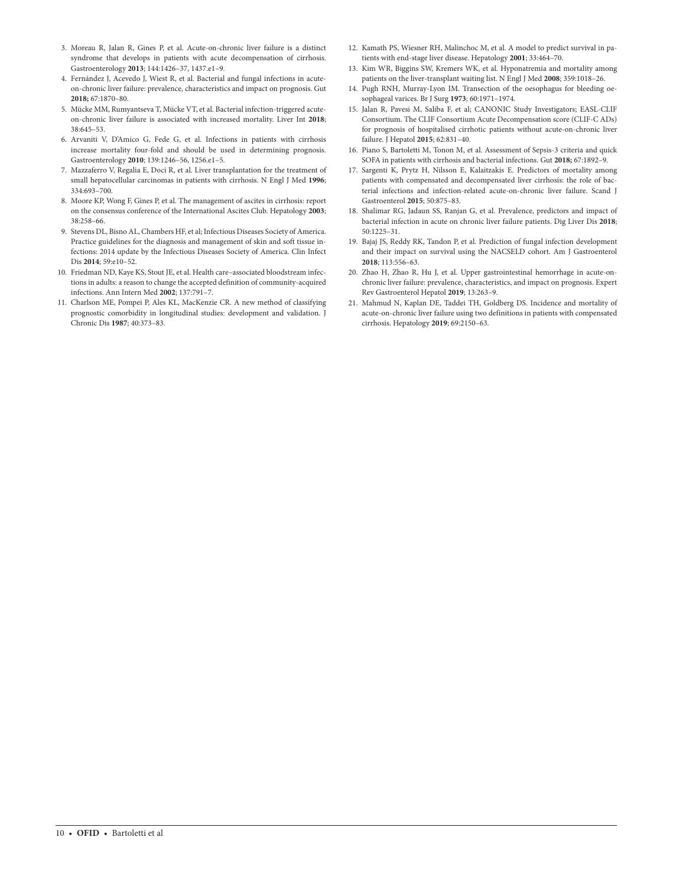3. Moreau R, Jalan R, Gines P, et al. Acute-on-chronic liver failure is a distinct syndrome that develops in patients with acute decompensation of cirrhosis. Gastroenterology **2013**; 144:1426–37, 1437.e1–9.
4. Fernández J, Acevedo J, Wiest R, et al. Bacterial and fungal infections in acute-on-chronic liver failure: prevalence, characteristics and impact on prognosis. Gut **2018;** 67:1870–80.
5. Mücke MM, Rumyantseva T, Mücke VT, et al. Bacterial infection-triggered acute-on-chronic liver failure is associated with increased mortality. Liver Int **2018**; 38:645–53.
6. Arvaniti V, D'Amico G, Fede G, et al. Infections in patients with cirrhosis increase mortality four-fold and should be used in determining prognosis. Gastroenterology **2010**; 139:1246–56, 1256.e1–5.
7. Mazzaferro V, Regalia E, Doci R, et al. Liver transplantation for the treatment of small hepatocellular carcinomas in patients with cirrhosis. N Engl J Med **1996**; 334:693–700.
8. Moore KP, Wong F, Gines P, et al. The management of ascites in cirrhosis: report on the consensus conference of the International Ascites Club. Hepatology **2003**; 38:258–66.
9. Stevens DL, Bisno AL, Chambers HF, et al; Infectious Diseases Society of America. Practice guidelines for the diagnosis and management of skin and soft tissue infections: 2014 update by the Infectious Diseases Society of America. Clin Infect Dis **2014**; 59:e10–52.
10. Friedman ND, Kaye KS, Stout JE, et al. Health care–associated bloodstream infections in adults: a reason to change the accepted definition of community-acquired infections. Ann Intern Med **2002**; 137:791–7.
11. Charlson ME, Pompei P, Ales KL, MacKenzie CR. A new method of classifying prognostic comorbidity in longitudinal studies: development and validation. J Chronic Dis **1987**; 40:373–83.
12. Kamath PS, Wiesner RH, Malinchoc M, et al. A model to predict survival in patients with end-stage liver disease. Hepatology **2001**; 33:464–70.
13. Kim WR, Biggins SW, Kremers WK, et al. Hyponatremia and mortality among patients on the liver-transplant waiting list. N Engl J Med **2008**; 359:1018–26.
14. Pugh RNH, Murray-Lyon IM. Transection of the oesophagus for bleeding oesophageal varices. Br J Surg **1973**; 60:1971–1974.
15. Jalan R, Pavesi M, Saliba F, et al; CANONIC Study Investigators; EASL-CLIF Consortium. The CLIF Consortium Acute Decompensation score (CLIF-C ADs) for prognosis of hospitalised cirrhotic patients without acute-on-chronic liver failure. J Hepatol **2015**; 62:831–40.
16. Piano S, Bartoletti M, Tonon M, et al. Assessment of Sepsis-3 criteria and quick SOFA in patients with cirrhosis and bacterial infections. Gut **2018;** 67:1892–9.
17. Sargenti K, Prytz H, Nilsson E, Kalaitzakis E. Predictors of mortality among patients with compensated and decompensated liver cirrhosis: the role of bacterial infections and infection-related acute-on-chronic liver failure. Scand J Gastroenterol **2015**; 50:875–83.
18. Shalimar RG, Jadaun SS, Ranjan G, et al. Prevalence, predictors and impact of bacterial infection in acute on chronic liver failure patients. Dig Liver Dis **2018**; 50:1225–31.
19. Bajaj JS, Reddy RK, Tandon P, et al. Prediction of fungal infection development and their impact on survival using the NACSELD cohort. Am J Gastroenterol **2018**; 113:556–63.
20. Zhao H, Zhao R, Hu J, et al. Upper gastrointestinal hemorrhage in acute-on-chronic liver failure: prevalence, characteristics, and impact on prognosis. Expert Rev Gastroenterol Hepatol **2019**; 13:263–9.
21. Mahmud N, Kaplan DE, Taddei TH, Goldberg DS. Incidence and mortality of acute-on-chronic liver failure using two definitions in patients with compensated cirrhosis. Hepatology **2019**; 69:2150–63.